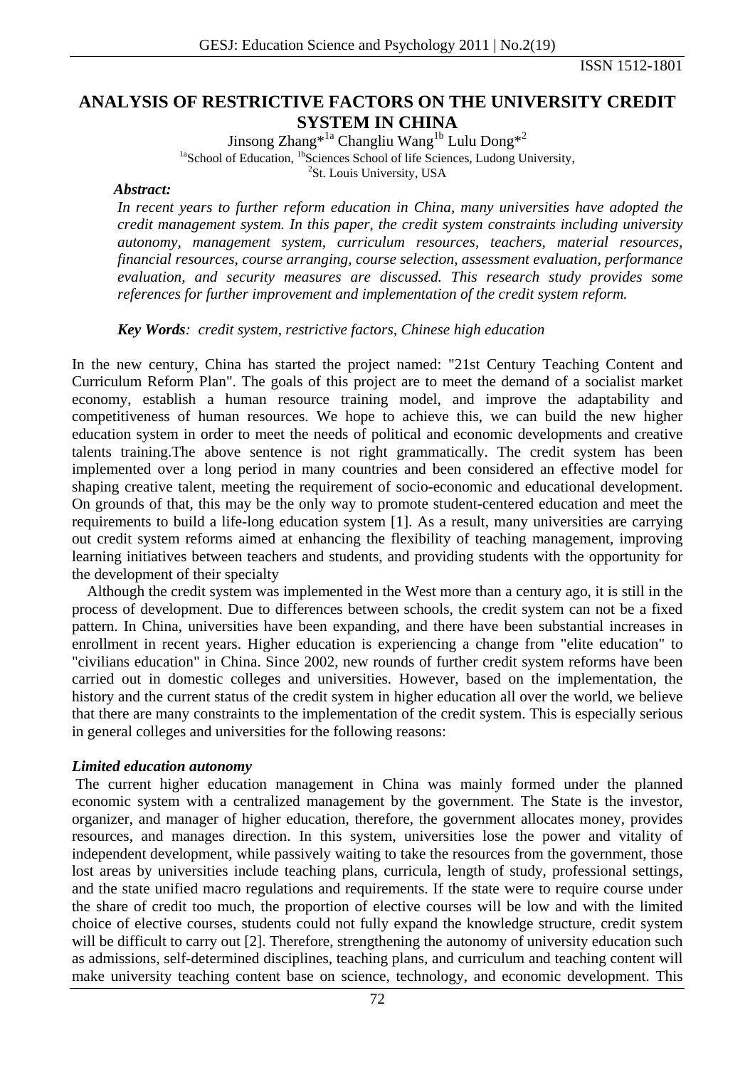# ANALYSIS OF RESTRICTIVE FACTORS ON THE UNIVERSITY CREDIT SYSTEM IN CHINA

Jinsong Zhang*[1a] Changliu Wang[1b] Lulu Dong*[2]

[1a]School of Education, [1b]Sciences School of life Sciences, Ludong University,
[2]St. Louis University, USA

***Abstract:***

*In recent years to further reform education in China, many universities have adopted the credit management system. In this paper, the credit system constraints including university autonomy, management system, curriculum resources, teachers, material resources, financial resources, course arranging, course selection, assessment evaluation, performance evaluation, and security measures are discussed. This research study provides some references for further improvement and implementation of the credit system reform.*

***Key Words**: credit system, restrictive factors, Chinese high education*

In the new century, China has started the project named: "21st Century Teaching Content and Curriculum Reform Plan". The goals of this project are to meet the demand of a socialist market economy, establish a human resource training model, and improve the adaptability and competitiveness of human resources. We hope to achieve this, we can build the new higher education system in order to meet the needs of political and economic developments and creative talents training.The above sentence is not right grammatically. The credit system has been implemented over a long period in many countries and been considered an effective model for shaping creative talent, meeting the requirement of socio-economic and educational development. On grounds of that, this may be the only way to promote student-centered education and meet the requirements to build a life-long education system [1]. As a result, many universities are carrying out credit system reforms aimed at enhancing the flexibility of teaching management, improving learning initiatives between teachers and students, and providing students with the opportunity for the development of their specialty

Although the credit system was implemented in the West more than a century ago, it is still in the process of development. Due to differences between schools, the credit system can not be a fixed pattern. In China, universities have been expanding, and there have been substantial increases in enrollment in recent years. Higher education is experiencing a change from "elite education" to "civilians education" in China. Since 2002, new rounds of further credit system reforms have been carried out in domestic colleges and universities. However, based on the implementation, the history and the current status of the credit system in higher education all over the world, we believe that there are many constraints to the implementation of the credit system. This is especially serious in general colleges and universities for the following reasons:

***Limited education autonomy***

The current higher education management in China was mainly formed under the planned economic system with a centralized management by the government. The State is the investor, organizer, and manager of higher education, therefore, the government allocates money, provides resources, and manages direction. In this system, universities lose the power and vitality of independent development, while passively waiting to take the resources from the government, those lost areas by universities include teaching plans, curricula, length of study, professional settings, and the state unified macro regulations and requirements. If the state were to require course under the share of credit too much, the proportion of elective courses will be low and with the limited choice of elective courses, students could not fully expand the knowledge structure, credit system will be difficult to carry out [2]. Therefore, strengthening the autonomy of university education such as admissions, self-determined disciplines, teaching plans, and curriculum and teaching content will make university teaching content base on science, technology, and economic development. This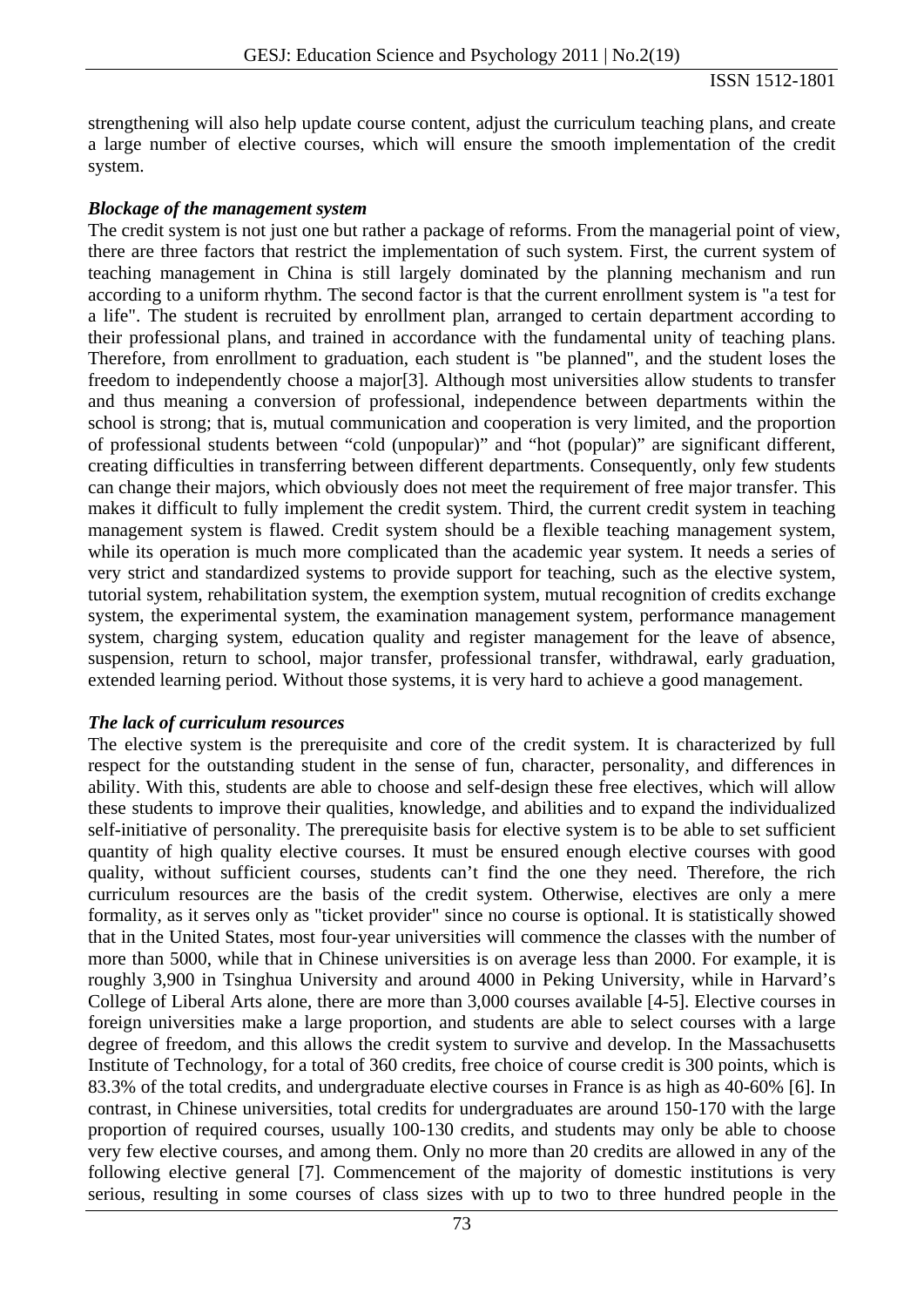strengthening will also help update course content, adjust the curriculum teaching plans, and create a large number of elective courses, which will ensure the smooth implementation of the credit system.

### *Blockage of the management system*

The credit system is not just one but rather a package of reforms. From the managerial point of view, there are three factors that restrict the implementation of such system. First, the current system of teaching management in China is still largely dominated by the planning mechanism and run according to a uniform rhythm. The second factor is that the current enrollment system is "a test for a life". The student is recruited by enrollment plan, arranged to certain department according to their professional plans, and trained in accordance with the fundamental unity of teaching plans. Therefore, from enrollment to graduation, each student is "be planned", and the student loses the freedom to independently choose a major[3]. Although most universities allow students to transfer and thus meaning a conversion of professional, independence between departments within the school is strong; that is, mutual communication and cooperation is very limited, and the proportion of professional students between "cold (unpopular)" and "hot (popular)" are significant different, creating difficulties in transferring between different departments. Consequently, only few students can change their majors, which obviously does not meet the requirement of free major transfer. This makes it difficult to fully implement the credit system. Third, the current credit system in teaching management system is flawed. Credit system should be a flexible teaching management system, while its operation is much more complicated than the academic year system. It needs a series of very strict and standardized systems to provide support for teaching, such as the elective system, tutorial system, rehabilitation system, the exemption system, mutual recognition of credits exchange system, the experimental system, the examination management system, performance management system, charging system, education quality and register management for the leave of absence, suspension, return to school, major transfer, professional transfer, withdrawal, early graduation, extended learning period. Without those systems, it is very hard to achieve a good management.

### *The lack of curriculum resources*

The elective system is the prerequisite and core of the credit system. It is characterized by full respect for the outstanding student in the sense of fun, character, personality, and differences in ability. With this, students are able to choose and self-design these free electives, which will allow these students to improve their qualities, knowledge, and abilities and to expand the individualized self-initiative of personality. The prerequisite basis for elective system is to be able to set sufficient quantity of high quality elective courses. It must be ensured enough elective courses with good quality, without sufficient courses, students can't find the one they need. Therefore, the rich curriculum resources are the basis of the credit system. Otherwise, electives are only a mere formality, as it serves only as "ticket provider" since no course is optional. It is statistically showed that in the United States, most four-year universities will commence the classes with the number of more than 5000, while that in Chinese universities is on average less than 2000. For example, it is roughly 3,900 in Tsinghua University and around 4000 in Peking University, while in Harvard's College of Liberal Arts alone, there are more than 3,000 courses available [4-5]. Elective courses in foreign universities make a large proportion, and students are able to select courses with a large degree of freedom, and this allows the credit system to survive and develop. In the Massachusetts Institute of Technology, for a total of 360 credits, free choice of course credit is 300 points, which is 83.3% of the total credits, and undergraduate elective courses in France is as high as 40-60% [6]. In contrast, in Chinese universities, total credits for undergraduates are around 150-170 with the large proportion of required courses, usually 100-130 credits, and students may only be able to choose very few elective courses, and among them. Only no more than 20 credits are allowed in any of the following elective general [7]. Commencement of the majority of domestic institutions is very serious, resulting in some courses of class sizes with up to two to three hundred people in the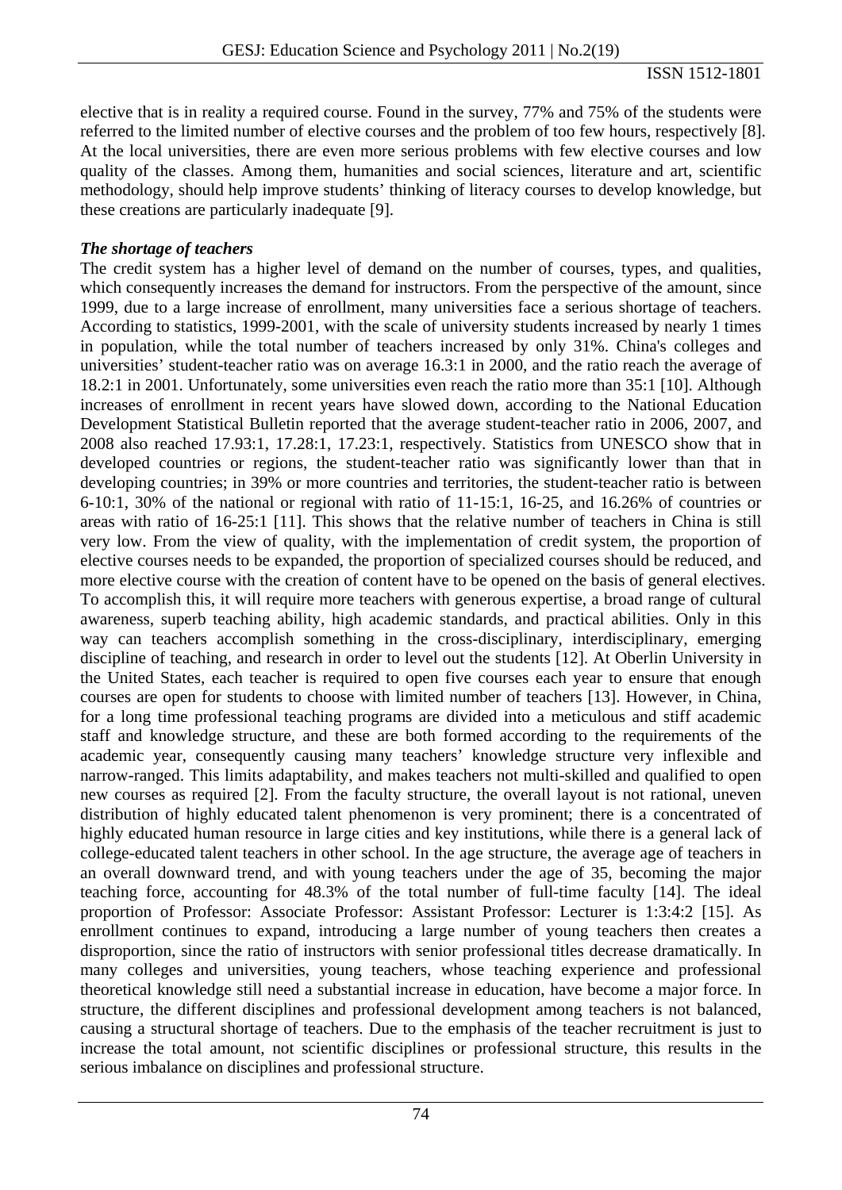elective that is in reality a required course. Found in the survey, 77% and 75% of the students were referred to the limited number of elective courses and the problem of too few hours, respectively [8]. At the local universities, there are even more serious problems with few elective courses and low quality of the classes. Among them, humanities and social sciences, literature and art, scientific methodology, should help improve students' thinking of literacy courses to develop knowledge, but these creations are particularly inadequate [9].

***The shortage of teachers***

The credit system has a higher level of demand on the number of courses, types, and qualities, which consequently increases the demand for instructors. From the perspective of the amount, since 1999, due to a large increase of enrollment, many universities face a serious shortage of teachers. According to statistics, 1999-2001, with the scale of university students increased by nearly 1 times in population, while the total number of teachers increased by only 31%. China's colleges and universities' student-teacher ratio was on average 16.3:1 in 2000, and the ratio reach the average of 18.2:1 in 2001. Unfortunately, some universities even reach the ratio more than 35:1 [10]. Although increases of enrollment in recent years have slowed down, according to the National Education Development Statistical Bulletin reported that the average student-teacher ratio in 2006, 2007, and 2008 also reached 17.93:1, 17.28:1, 17.23:1, respectively. Statistics from UNESCO show that in developed countries or regions, the student-teacher ratio was significantly lower than that in developing countries; in 39% or more countries and territories, the student-teacher ratio is between 6-10:1, 30% of the national or regional with ratio of 11-15:1, 16-25, and 16.26% of countries or areas with ratio of 16-25:1 [11]. This shows that the relative number of teachers in China is still very low. From the view of quality, with the implementation of credit system, the proportion of elective courses needs to be expanded, the proportion of specialized courses should be reduced, and more elective course with the creation of content have to be opened on the basis of general electives. To accomplish this, it will require more teachers with generous expertise, a broad range of cultural awareness, superb teaching ability, high academic standards, and practical abilities. Only in this way can teachers accomplish something in the cross-disciplinary, interdisciplinary, emerging discipline of teaching, and research in order to level out the students [12]. At Oberlin University in the United States, each teacher is required to open five courses each year to ensure that enough courses are open for students to choose with limited number of teachers [13]. However, in China, for a long time professional teaching programs are divided into a meticulous and stiff academic staff and knowledge structure, and these are both formed according to the requirements of the academic year, consequently causing many teachers' knowledge structure very inflexible and narrow-ranged. This limits adaptability, and makes teachers not multi-skilled and qualified to open new courses as required [2]. From the faculty structure, the overall layout is not rational, uneven distribution of highly educated talent phenomenon is very prominent; there is a concentrated of highly educated human resource in large cities and key institutions, while there is a general lack of college-educated talent teachers in other school. In the age structure, the average age of teachers in an overall downward trend, and with young teachers under the age of 35, becoming the major teaching force, accounting for 48.3% of the total number of full-time faculty [14]. The ideal proportion of Professor: Associate Professor: Assistant Professor: Lecturer is 1:3:4:2 [15]. As enrollment continues to expand, introducing a large number of young teachers then creates a disproportion, since the ratio of instructors with senior professional titles decrease dramatically. In many colleges and universities, young teachers, whose teaching experience and professional theoretical knowledge still need a substantial increase in education, have become a major force. In structure, the different disciplines and professional development among teachers is not balanced, causing a structural shortage of teachers. Due to the emphasis of the teacher recruitment is just to increase the total amount, not scientific disciplines or professional structure, this results in the serious imbalance on disciplines and professional structure.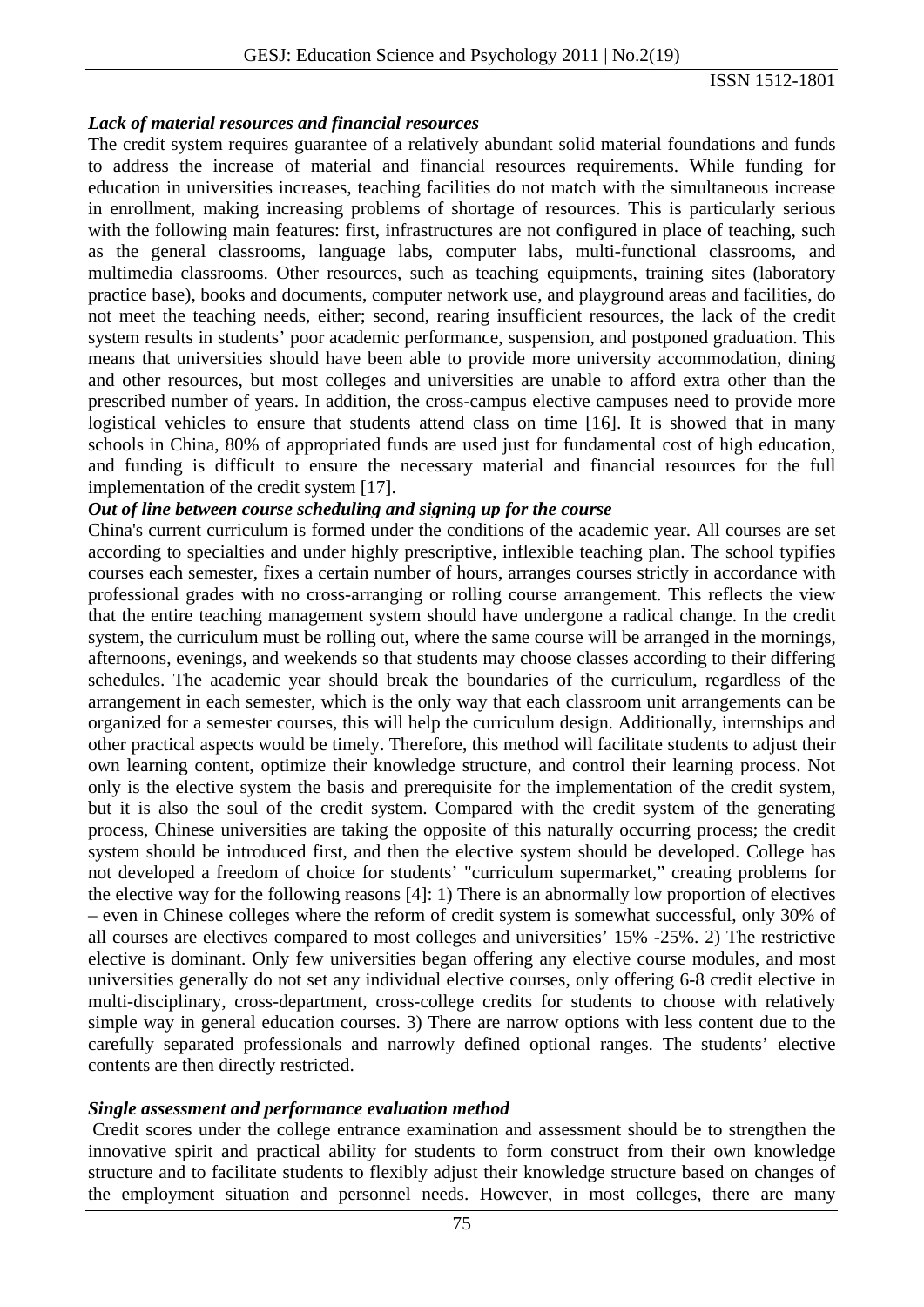### *Lack of material resources and financial resources*

The credit system requires guarantee of a relatively abundant solid material foundations and funds to address the increase of material and financial resources requirements. While funding for education in universities increases, teaching facilities do not match with the simultaneous increase in enrollment, making increasing problems of shortage of resources. This is particularly serious with the following main features: first, infrastructures are not configured in place of teaching, such as the general classrooms, language labs, computer labs, multi-functional classrooms, and multimedia classrooms. Other resources, such as teaching equipments, training sites (laboratory practice base), books and documents, computer network use, and playground areas and facilities, do not meet the teaching needs, either; second, rearing insufficient resources, the lack of the credit system results in students' poor academic performance, suspension, and postponed graduation. This means that universities should have been able to provide more university accommodation, dining and other resources, but most colleges and universities are unable to afford extra other than the prescribed number of years. In addition, the cross-campus elective campuses need to provide more logistical vehicles to ensure that students attend class on time [16]. It is showed that in many schools in China, 80% of appropriated funds are used just for fundamental cost of high education, and funding is difficult to ensure the necessary material and financial resources for the full implementation of the credit system [17].

### *Out of line between course scheduling and signing up for the course*

China's current curriculum is formed under the conditions of the academic year. All courses are set according to specialties and under highly prescriptive, inflexible teaching plan. The school typifies courses each semester, fixes a certain number of hours, arranges courses strictly in accordance with professional grades with no cross-arranging or rolling course arrangement. This reflects the view that the entire teaching management system should have undergone a radical change. In the credit system, the curriculum must be rolling out, where the same course will be arranged in the mornings, afternoons, evenings, and weekends so that students may choose classes according to their differing schedules. The academic year should break the boundaries of the curriculum, regardless of the arrangement in each semester, which is the only way that each classroom unit arrangements can be organized for a semester courses, this will help the curriculum design. Additionally, internships and other practical aspects would be timely. Therefore, this method will facilitate students to adjust their own learning content, optimize their knowledge structure, and control their learning process. Not only is the elective system the basis and prerequisite for the implementation of the credit system, but it is also the soul of the credit system. Compared with the credit system of the generating process, Chinese universities are taking the opposite of this naturally occurring process; the credit system should be introduced first, and then the elective system should be developed. College has not developed a freedom of choice for students' "curriculum supermarket," creating problems for the elective way for the following reasons [4]: 1) There is an abnormally low proportion of electives – even in Chinese colleges where the reform of credit system is somewhat successful, only 30% of all courses are electives compared to most colleges and universities' 15% -25%. 2) The restrictive elective is dominant. Only few universities began offering any elective course modules, and most universities generally do not set any individual elective courses, only offering 6-8 credit elective in multi-disciplinary, cross-department, cross-college credits for students to choose with relatively simple way in general education courses. 3) There are narrow options with less content due to the carefully separated professionals and narrowly defined optional ranges. The students' elective contents are then directly restricted.

### *Single assessment and performance evaluation method*

Credit scores under the college entrance examination and assessment should be to strengthen the innovative spirit and practical ability for students to form construct from their own knowledge structure and to facilitate students to flexibly adjust their knowledge structure based on changes of the employment situation and personnel needs. However, in most colleges, there are many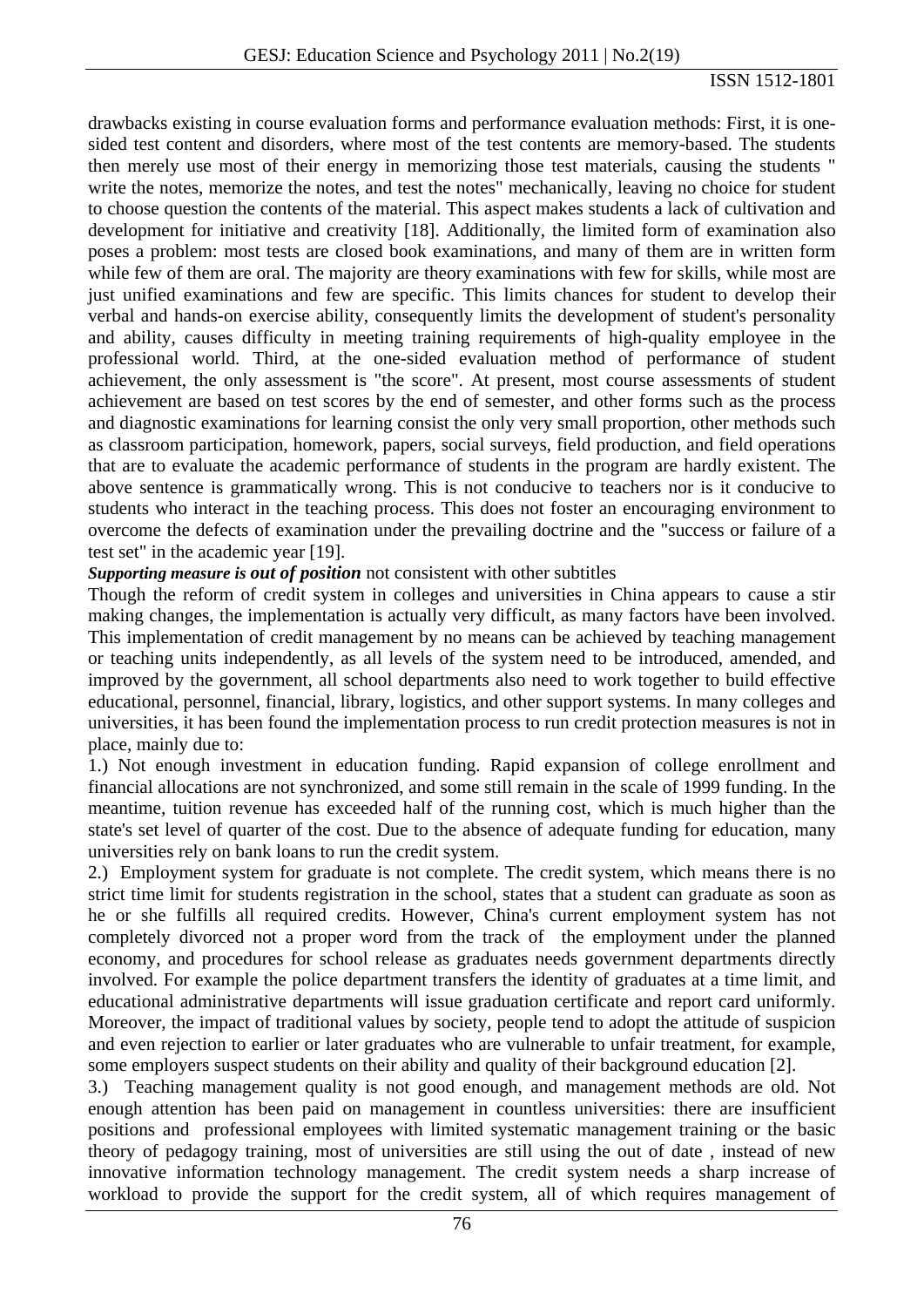drawbacks existing in course evaluation forms and performance evaluation methods: First, it is one-sided test content and disorders, where most of the test contents are memory-based. The students then merely use most of their energy in memorizing those test materials, causing the students " write the notes, memorize the notes, and test the notes" mechanically, leaving no choice for student to choose question the contents of the material. This aspect makes students a lack of cultivation and development for initiative and creativity [18]. Additionally, the limited form of examination also poses a problem: most tests are closed book examinations, and many of them are in written form while few of them are oral. The majority are theory examinations with few for skills, while most are just unified examinations and few are specific. This limits chances for student to develop their verbal and hands-on exercise ability, consequently limits the development of student's personality and ability, causes difficulty in meeting training requirements of high-quality employee in the professional world. Third, at the one-sided evaluation method of performance of student achievement, the only assessment is "the score". At present, most course assessments of student achievement are based on test scores by the end of semester, and other forms such as the process and diagnostic examinations for learning consist the only very small proportion, other methods such as classroom participation, homework, papers, social surveys, field production, and field operations that are to evaluate the academic performance of students in the program are hardly existent. The above sentence is grammatically wrong. This is not conducive to teachers nor is it conducive to students who interact in the teaching process. This does not foster an encouraging environment to overcome the defects of examination under the prevailing doctrine and the "success or failure of a test set" in the academic year [19].

***Supporting measure is out of position*** not consistent with other subtitles

Though the reform of credit system in colleges and universities in China appears to cause a stir making changes, the implementation is actually very difficult, as many factors have been involved. This implementation of credit management by no means can be achieved by teaching management or teaching units independently, as all levels of the system need to be introduced, amended, and improved by the government, all school departments also need to work together to build effective educational, personnel, financial, library, logistics, and other support systems. In many colleges and universities, it has been found the implementation process to run credit protection measures is not in place, mainly due to:

1.) Not enough investment in education funding. Rapid expansion of college enrollment and financial allocations are not synchronized, and some still remain in the scale of 1999 funding. In the meantime, tuition revenue has exceeded half of the running cost, which is much higher than the state's set level of quarter of the cost. Due to the absence of adequate funding for education, many universities rely on bank loans to run the credit system.

2.) Employment system for graduate is not complete. The credit system, which means there is no strict time limit for students registration in the school, states that a student can graduate as soon as he or she fulfills all required credits. However, China's current employment system has not completely divorced not a proper word from the track of the employment under the planned economy, and procedures for school release as graduates needs government departments directly involved. For example the police department transfers the identity of graduates at a time limit, and educational administrative departments will issue graduation certificate and report card uniformly. Moreover, the impact of traditional values by society, people tend to adopt the attitude of suspicion and even rejection to earlier or later graduates who are vulnerable to unfair treatment, for example, some employers suspect students on their ability and quality of their background education [2].

3.) Teaching management quality is not good enough, and management methods are old. Not enough attention has been paid on management in countless universities: there are insufficient positions and professional employees with limited systematic management training or the basic theory of pedagogy training, most of universities are still using the out of date , instead of new innovative information technology management. The credit system needs a sharp increase of workload to provide the support for the credit system, all of which requires management of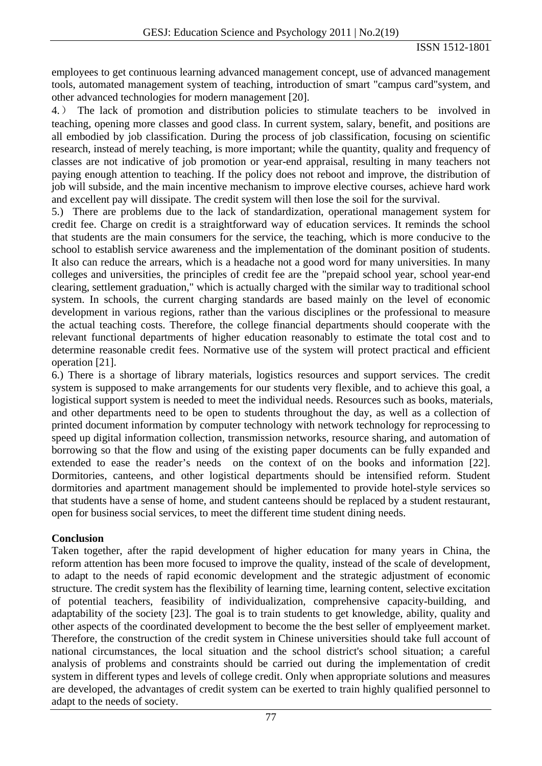employees to get continuous learning advanced management concept, use of advanced management tools, automated management system of teaching, introduction of smart "campus card"system, and other advanced technologies for modern management [20].

4.） The lack of promotion and distribution policies to stimulate teachers to be involved in teaching, opening more classes and good class. In current system, salary, benefit, and positions are all embodied by job classification. During the process of job classification, focusing on scientific research, instead of merely teaching, is more important; while the quantity, quality and frequency of classes are not indicative of job promotion or year-end appraisal, resulting in many teachers not paying enough attention to teaching. If the policy does not reboot and improve, the distribution of job will subside, and the main incentive mechanism to improve elective courses, achieve hard work and excellent pay will dissipate. The credit system will then lose the soil for the survival.

5.) There are problems due to the lack of standardization, operational management system for credit fee. Charge on credit is a straightforward way of education services. It reminds the school that students are the main consumers for the service, the teaching, which is more conducive to the school to establish service awareness and the implementation of the dominant position of students. It also can reduce the arrears, which is a headache not a good word for many universities. In many colleges and universities, the principles of credit fee are the "prepaid school year, school year-end clearing, settlement graduation," which is actually charged with the similar way to traditional school system. In schools, the current charging standards are based mainly on the level of economic development in various regions, rather than the various disciplines or the professional to measure the actual teaching costs. Therefore, the college financial departments should cooperate with the relevant functional departments of higher education reasonably to estimate the total cost and to determine reasonable credit fees. Normative use of the system will protect practical and efficient operation [21].

6.) There is a shortage of library materials, logistics resources and support services. The credit system is supposed to make arrangements for our students very flexible, and to achieve this goal, a logistical support system is needed to meet the individual needs. Resources such as books, materials, and other departments need to be open to students throughout the day, as well as a collection of printed document information by computer technology with network technology for reprocessing to speed up digital information collection, transmission networks, resource sharing, and automation of borrowing so that the flow and using of the existing paper documents can be fully expanded and extended to ease the reader's needs on the context of on the books and information [22]. Dormitories, canteens, and other logistical departments should be intensified reform. Student dormitories and apartment management should be implemented to provide hotel-style services so that students have a sense of home, and student canteens should be replaced by a student restaurant, open for business social services, to meet the different time student dining needs.

**Conclusion**

Taken together, after the rapid development of higher education for many years in China, the reform attention has been more focused to improve the quality, instead of the scale of development, to adapt to the needs of rapid economic development and the strategic adjustment of economic structure. The credit system has the flexibility of learning time, learning content, selective excitation of potential teachers, feasibility of individualization, comprehensive capacity-building, and adaptability of the society [23]. The goal is to train students to get knowledge, ability, quality and other aspects of the coordinated development to become the the best seller of emplyeement market. Therefore, the construction of the credit system in Chinese universities should take full account of national circumstances, the local situation and the school district's school situation; a careful analysis of problems and constraints should be carried out during the implementation of credit system in different types and levels of college credit. Only when appropriate solutions and measures are developed, the advantages of credit system can be exerted to train highly qualified personnel to adapt to the needs of society.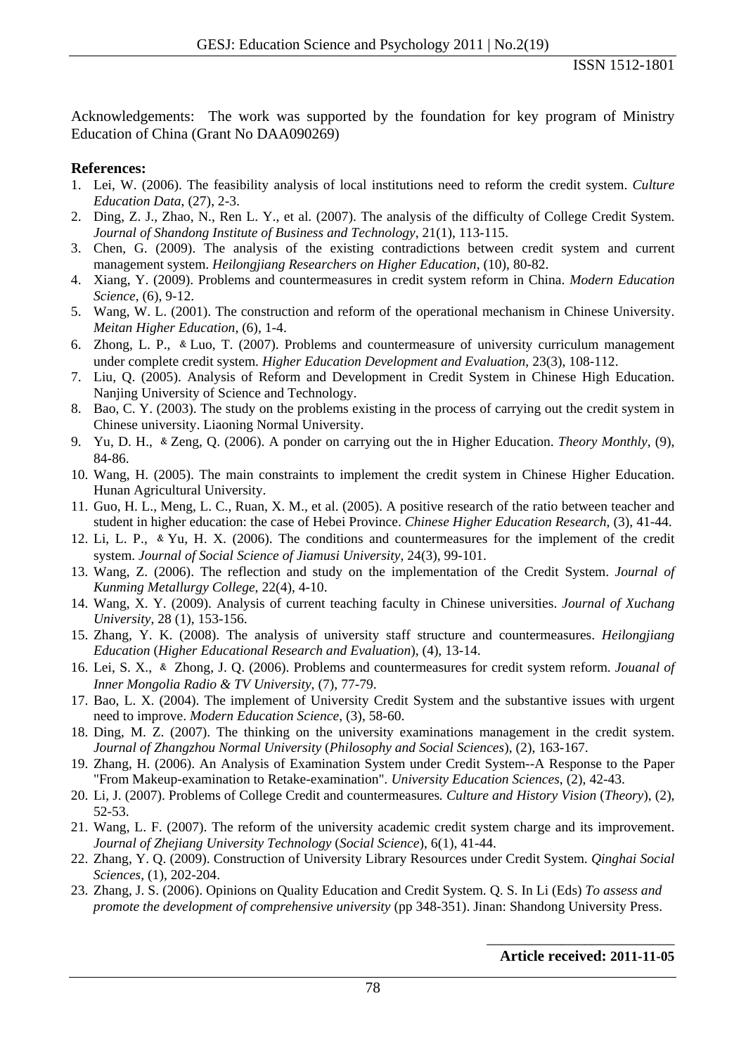Acknowledgements: The work was supported by the foundation for key program of Ministry Education of China (Grant No DAA090269)

**References:**

1. Lei, W. (2006). The feasibility analysis of local institutions need to reform the credit system. *Culture Education Data*, (27), 2-3.
2. Ding, Z. J., Zhao, N., Ren L. Y., et al. (2007). The analysis of the difficulty of College Credit System. *Journal of Shandong Institute of Business and Technology*, 21(1), 113-115.
3. Chen, G. (2009). The analysis of the existing contradictions between credit system and current management system. *Heilongjiang Researchers on Higher Education*, (10), 80-82.
4. Xiang, Y. (2009). Problems and countermeasures in credit system reform in China. *Modern Education Science*, (6), 9-12.
5. Wang, W. L. (2001). The construction and reform of the operational mechanism in Chinese University. *Meitan Higher Education*, (6), 1-4.
6. Zhong, L. P., & Luo, T. (2007). Problems and countermeasure of university curriculum management under complete credit system. *Higher Education Development and Evaluation*, 23(3), 108-112.
7. Liu, Q. (2005). Analysis of Reform and Development in Credit System in Chinese High Education. Nanjing University of Science and Technology.
8. Bao, C. Y. (2003). The study on the problems existing in the process of carrying out the credit system in Chinese university. Liaoning Normal University.
9. Yu, D. H., & Zeng, Q. (2006). A ponder on carrying out the in Higher Education. *Theory Monthly*, (9), 84-86.
10. Wang, H. (2005). The main constraints to implement the credit system in Chinese Higher Education. Hunan Agricultural University.
11. Guo, H. L., Meng, L. C., Ruan, X. M., et al. (2005). A positive research of the ratio between teacher and student in higher education: the case of Hebei Province. *Chinese Higher Education Research*, (3), 41-44.
12. Li, L. P., & Yu, H. X. (2006). The conditions and countermeasures for the implement of the credit system. *Journal of Social Science of Jiamusi University*, 24(3), 99-101.
13. Wang, Z. (2006). The reflection and study on the implementation of the Credit System. *Journal of Kunming Metallurgy College*, 22(4), 4-10.
14. Wang, X. Y. (2009). Analysis of current teaching faculty in Chinese universities. *Journal of Xuchang University*, 28 (1), 153-156.
15. Zhang, Y. K. (2008). The analysis of university staff structure and countermeasures. *Heilongjiang Education* (*Higher Educational Research and Evaluation*), (4), 13-14.
16. Lei, S. X., & Zhong, J. Q. (2006). Problems and countermeasures for credit system reform. *Jouanal of Inner Mongolia Radio & TV University*, (7), 77-79.
17. Bao, L. X. (2004). The implement of University Credit System and the substantive issues with urgent need to improve. *Modern Education Science*, (3), 58-60.
18. Ding, M. Z. (2007). The thinking on the university examinations management in the credit system. *Journal of Zhangzhou Normal University* (*Philosophy and Social Sciences*), (2), 163-167.
19. Zhang, H. (2006). An Analysis of Examination System under Credit System--A Response to the Paper "From Makeup-examination to Retake-examination". *University Education Sciences*, (2), 42-43.
20. Li, J. (2007). Problems of College Credit and countermeasures. *Culture and History Vision* (*Theory*), (2), 52-53.
21. Wang, L. F. (2007). The reform of the university academic credit system charge and its improvement. *Journal of Zhejiang University Technology* (*Social Science*), 6(1), 41-44.
22. Zhang, Y. Q. (2009). Construction of University Library Resources under Credit System. *Qinghai Social Sciences*, (1), 202-204.
23. Zhang, J. S. (2006). Opinions on Quality Education and Credit System. Q. S. In Li (Eds) *To assess and promote the development of comprehensive university* (pp 348-351). Jinan: Shandong University Press.

**Article received: 2011-11-05**